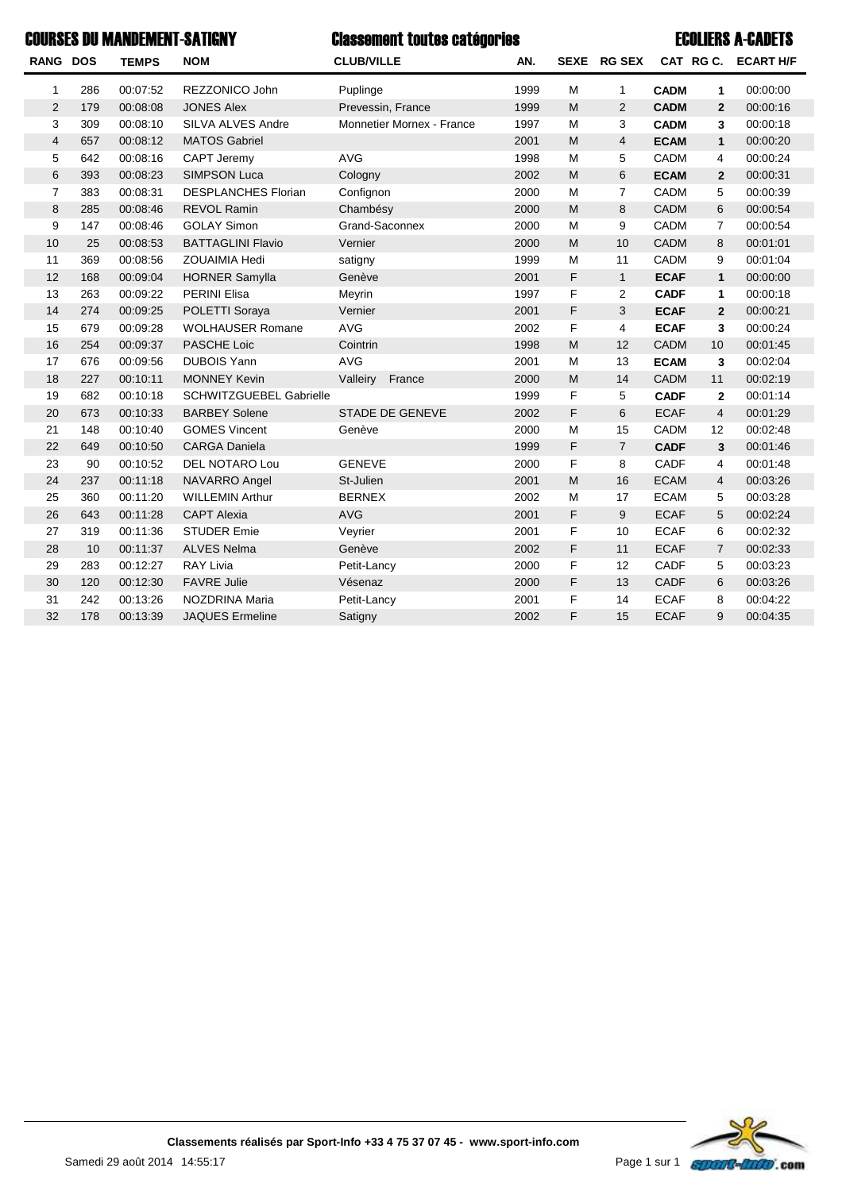# COURSES DU MANDEMENT-SATIGNY

## Classement toutes catégories

## ECOLIERS A-CADETS

| RANG | DOS | TEMPS | NOM | CLUB/VILLE | AN. | SEXE | RG SEX | CAT | RG C. | ECART H/F |
|---|---|---|---|---|---|---|---|---|---|---|
| 1 | 286 | 00:07:52 | REZZONICO John | Puplinge | 1999 | M | 1 | **CADM** | **1** | 00:00:00 |
| 2 | 179 | 00:08:08 | JONES Alex | Prevessin, France | 1999 | M | 2 | **CADM** | **2** | 00:00:16 |
| 3 | 309 | 00:08:10 | SILVA ALVES Andre | Monnetier Mornex - France | 1997 | M | 3 | **CADM** | **3** | 00:00:18 |
| 4 | 657 | 00:08:12 | MATOS Gabriel | | 2001 | M | 4 | **ECAM** | **1** | 00:00:20 |
| 5 | 642 | 00:08:16 | CAPT Jeremy | AVG | 1998 | M | 5 | CADM | 4 | 00:00:24 |
| 6 | 393 | 00:08:23 | SIMPSON Luca | Cologny | 2002 | M | 6 | **ECAM** | **2** | 00:00:31 |
| 7 | 383 | 00:08:31 | DESPLANCHES Florian | Confignon | 2000 | M | 7 | CADM | 5 | 00:00:39 |
| 8 | 285 | 00:08:46 | REVOL Ramin | Chambésy | 2000 | M | 8 | CADM | 6 | 00:00:54 |
| 9 | 147 | 00:08:46 | GOLAY Simon | Grand-Saconnex | 2000 | M | 9 | CADM | 7 | 00:00:54 |
| 10 | 25 | 00:08:53 | BATTAGLINI Flavio | Vernier | 2000 | M | 10 | CADM | 8 | 00:01:01 |
| 11 | 369 | 00:08:56 | ZOUAIMIA Hedi | satigny | 1999 | M | 11 | CADM | 9 | 00:01:04 |
| 12 | 168 | 00:09:04 | HORNER Samylla | Genève | 2001 | F | 1 | **ECAF** | **1** | 00:00:00 |
| 13 | 263 | 00:09:22 | PERINI Elisa | Meyrin | 1997 | F | 2 | **CADF** | **1** | 00:00:18 |
| 14 | 274 | 00:09:25 | POLETTI Soraya | Vernier | 2001 | F | 3 | **ECAF** | **2** | 00:00:21 |
| 15 | 679 | 00:09:28 | WOLHAUSER Romane | AVG | 2002 | F | 4 | **ECAF** | **3** | 00:00:24 |
| 16 | 254 | 00:09:37 | PASCHE Loic | Cointrin | 1998 | M | 12 | CADM | 10 | 00:01:45 |
| 17 | 676 | 00:09:56 | DUBOIS Yann | AVG | 2001 | M | 13 | **ECAM** | **3** | 00:02:04 |
| 18 | 227 | 00:10:11 | MONNEY Kevin | Valleiry France | 2000 | M | 14 | CADM | 11 | 00:02:19 |
| 19 | 682 | 00:10:18 | SCHWITZGUEBEL Gabrielle | | 1999 | F | 5 | **CADF** | **2** | 00:01:14 |
| 20 | 673 | 00:10:33 | BARBEY Solene | STADE DE GENEVE | 2002 | F | 6 | ECAF | 4 | 00:01:29 |
| 21 | 148 | 00:10:40 | GOMES Vincent | Genève | 2000 | M | 15 | CADM | 12 | 00:02:48 |
| 22 | 649 | 00:10:50 | CARGA Daniela | | 1999 | F | 7 | **CADF** | **3** | 00:01:46 |
| 23 | 90 | 00:10:52 | DEL NOTARO Lou | GENEVE | 2000 | F | 8 | CADF | 4 | 00:01:48 |
| 24 | 237 | 00:11:18 | NAVARRO Angel | St-Julien | 2001 | M | 16 | ECAM | 4 | 00:03:26 |
| 25 | 360 | 00:11:20 | WILLEMIN Arthur | BERNEX | 2002 | M | 17 | ECAM | 5 | 00:03:28 |
| 26 | 643 | 00:11:28 | CAPT Alexia | AVG | 2001 | F | 9 | ECAF | 5 | 00:02:24 |
| 27 | 319 | 00:11:36 | STUDER Emie | Veyrier | 2001 | F | 10 | ECAF | 6 | 00:02:32 |
| 28 | 10 | 00:11:37 | ALVES Nelma | Genève | 2002 | F | 11 | ECAF | 7 | 00:02:33 |
| 29 | 283 | 00:12:27 | RAY Livia | Petit-Lancy | 2000 | F | 12 | CADF | 5 | 00:03:23 |
| 30 | 120 | 00:12:30 | FAVRE Julie | Vésenaz | 2000 | F | 13 | CADF | 6 | 00:03:26 |
| 31 | 242 | 00:13:26 | NOZDRINA Maria | Petit-Lancy | 2001 | F | 14 | ECAF | 8 | 00:04:22 |
| 32 | 178 | 00:13:39 | JAQUES Ermeline | Satigny | 2002 | F | 15 | ECAF | 9 | 00:04:35 |

**Classements réalisés par Sport-Info +33 4 75 37 07 45 - www.sport-info.com**

Samedi 29 août 2014 14:55:17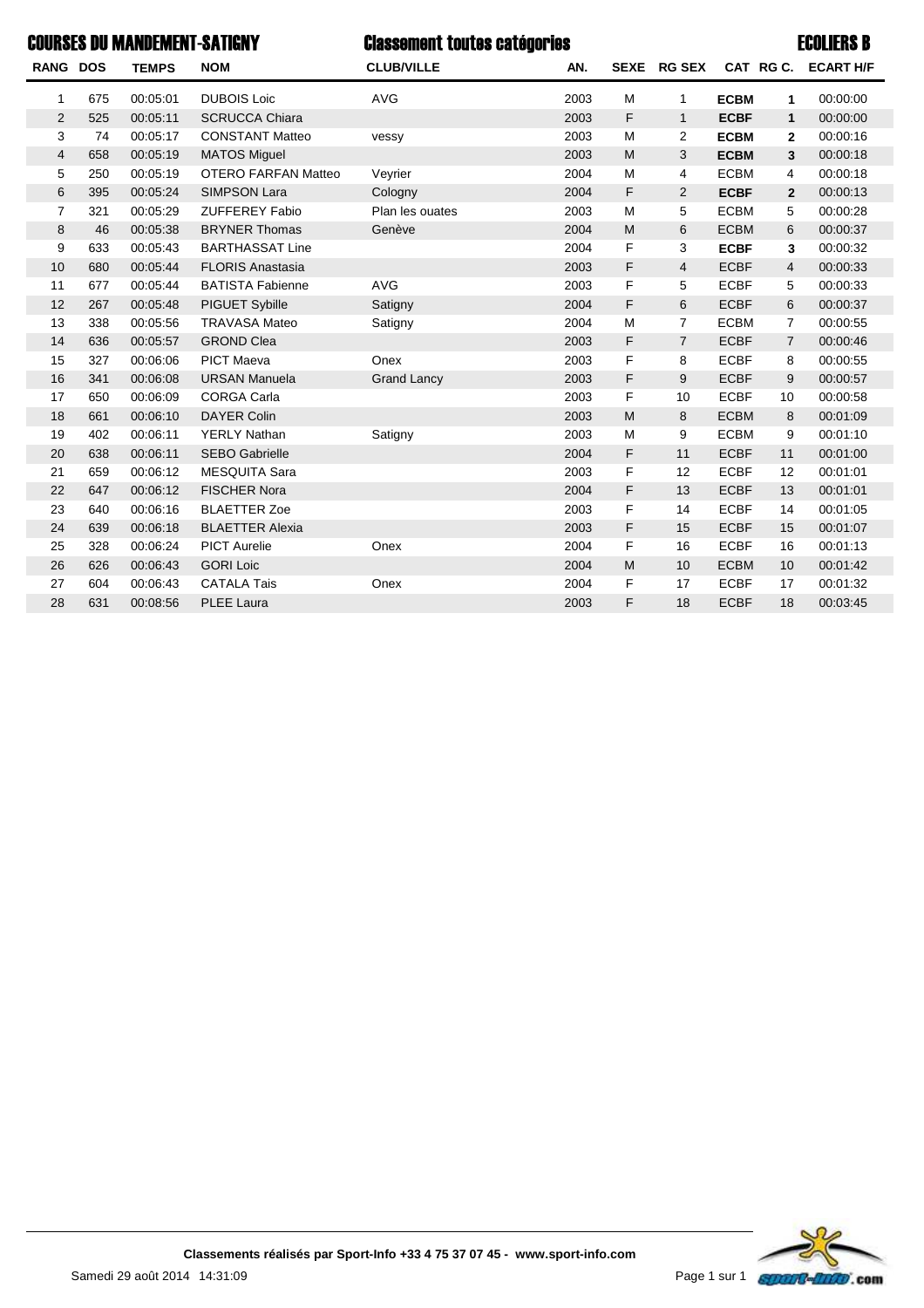**COURSES DU MANDEMENT-SATIGNY** **Classement toutes catégories** **ECOLIERS B**

| RANG | DOS | TEMPS | NOM | CLUB/VILLE | AN. | SEXE | RG SEX | CAT | RG C. | ECART H/F |
|---|---|---|---|---|---|---|---|---|---|---|
| 1 | 675 | 00:05:01 | DUBOIS Loic | AVG | 2003 | M | 1 | **ECBM** | **1** | 00:00:00 |
| 2 | 525 | 00:05:11 | SCRUCCA Chiara | | 2003 | F | 1 | **ECBF** | **1** | 00:00:00 |
| 3 | 74 | 00:05:17 | CONSTANT Matteo | vessy | 2003 | M | 2 | **ECBM** | **2** | 00:00:16 |
| 4 | 658 | 00:05:19 | MATOS Miguel | | 2003 | M | 3 | **ECBM** | **3** | 00:00:18 |
| 5 | 250 | 00:05:19 | OTERO FARFAN Matteo | Veyrier | 2004 | M | 4 | ECBM | 4 | 00:00:18 |
| 6 | 395 | 00:05:24 | SIMPSON Lara | Cologny | 2004 | F | 2 | **ECBF** | **2** | 00:00:13 |
| 7 | 321 | 00:05:29 | ZUFFEREY Fabio | Plan les ouates | 2003 | M | 5 | ECBM | 5 | 00:00:28 |
| 8 | 46 | 00:05:38 | BRYNER Thomas | Genève | 2004 | M | 6 | ECBM | 6 | 00:00:37 |
| 9 | 633 | 00:05:43 | BARTHASSAT Line | | 2004 | F | 3 | **ECBF** | **3** | 00:00:32 |
| 10 | 680 | 00:05:44 | FLORIS Anastasia | | 2003 | F | 4 | ECBF | 4 | 00:00:33 |
| 11 | 677 | 00:05:44 | BATISTA Fabienne | AVG | 2003 | F | 5 | ECBF | 5 | 00:00:33 |
| 12 | 267 | 00:05:48 | PIGUET Sybille | Satigny | 2004 | F | 6 | ECBF | 6 | 00:00:37 |
| 13 | 338 | 00:05:56 | TRAVASA Mateo | Satigny | 2004 | M | 7 | ECBM | 7 | 00:00:55 |
| 14 | 636 | 00:05:57 | GROND Clea | | 2003 | F | 7 | ECBF | 7 | 00:00:46 |
| 15 | 327 | 00:06:06 | PICT Maeva | Onex | 2003 | F | 8 | ECBF | 8 | 00:00:55 |
| 16 | 341 | 00:06:08 | URSAN Manuela | Grand Lancy | 2003 | F | 9 | ECBF | 9 | 00:00:57 |
| 17 | 650 | 00:06:09 | CORGA Carla | | 2003 | F | 10 | ECBF | 10 | 00:00:58 |
| 18 | 661 | 00:06:10 | DAYER Colin | | 2003 | M | 8 | ECBM | 8 | 00:01:09 |
| 19 | 402 | 00:06:11 | YERLY Nathan | Satigny | 2003 | M | 9 | ECBM | 9 | 00:01:10 |
| 20 | 638 | 00:06:11 | SEBO Gabrielle | | 2004 | F | 11 | ECBF | 11 | 00:01:00 |
| 21 | 659 | 00:06:12 | MESQUITA Sara | | 2003 | F | 12 | ECBF | 12 | 00:01:01 |
| 22 | 647 | 00:06:12 | FISCHER Nora | | 2004 | F | 13 | ECBF | 13 | 00:01:01 |
| 23 | 640 | 00:06:16 | BLAETTER Zoe | | 2003 | F | 14 | ECBF | 14 | 00:01:05 |
| 24 | 639 | 00:06:18 | BLAETTER Alexia | | 2003 | F | 15 | ECBF | 15 | 00:01:07 |
| 25 | 328 | 00:06:24 | PICT Aurelie | Onex | 2004 | F | 16 | ECBF | 16 | 00:01:13 |
| 26 | 626 | 00:06:43 | GORI Loic | | 2004 | M | 10 | ECBM | 10 | 00:01:42 |
| 27 | 604 | 00:06:43 | CATALA Tais | Onex | 2004 | F | 17 | ECBF | 17 | 00:01:32 |
| 28 | 631 | 00:08:56 | PLEE Laura | | 2003 | F | 18 | ECBF | 18 | 00:03:45 |

**Classements réalisés par Sport-Info +33 4 75 37 07 45 - www.sport-info.com**

Samedi 29 août 2014 14:31:09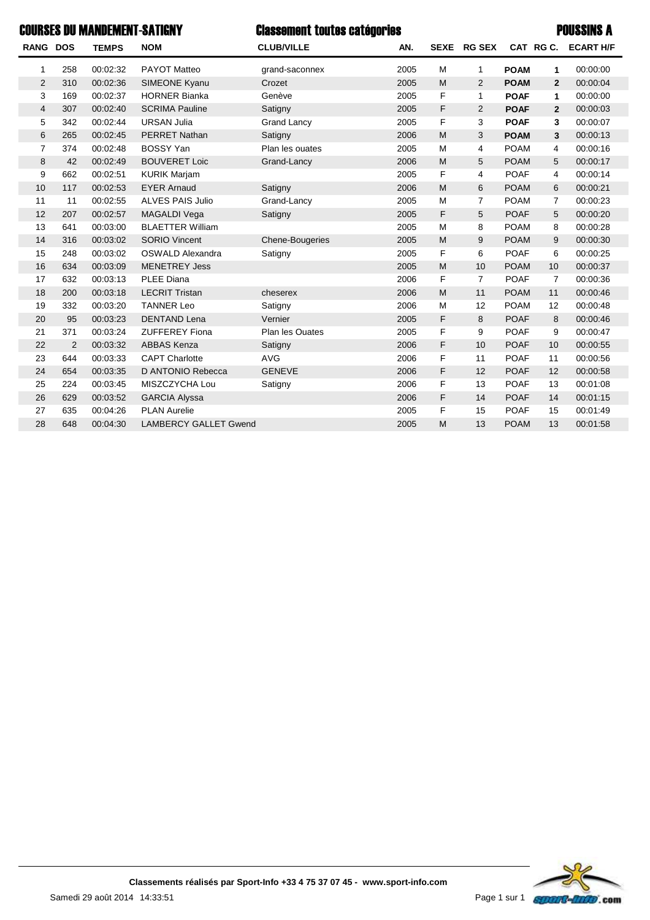# COURSES DU MANDEMENT-SATIGNY

## Classement toutes catégories

## POUSSINS A

| RANG | DOS | TEMPS | NOM | CLUB/VILLE | AN. | SEXE | RG SEX | CAT | RG C. | ECART H/F |
|---|---|---|---|---|---|---|---|---|---|---|
| 1 | 258 | 00:02:32 | PAYOT Matteo | grand-saconnex | 2005 | M | 1 | **POAM** | **1** | 00:00:00 |
| 2 | 310 | 00:02:36 | SIMEONE Kyanu | Crozet | 2005 | M | 2 | **POAM** | **2** | 00:00:04 |
| 3 | 169 | 00:02:37 | HORNER Bianka | Genève | 2005 | F | 1 | **POAF** | **1** | 00:00:00 |
| 4 | 307 | 00:02:40 | SCRIMA Pauline | Satigny | 2005 | F | 2 | **POAF** | **2** | 00:00:03 |
| 5 | 342 | 00:02:44 | URSAN Julia | Grand Lancy | 2005 | F | 3 | **POAF** | **3** | 00:00:07 |
| 6 | 265 | 00:02:45 | PERRET Nathan | Satigny | 2006 | M | 3 | **POAM** | **3** | 00:00:13 |
| 7 | 374 | 00:02:48 | BOSSY Yan | Plan les ouates | 2005 | M | 4 | POAM | 4 | 00:00:16 |
| 8 | 42 | 00:02:49 | BOUVERET Loic | Grand-Lancy | 2006 | M | 5 | POAM | 5 | 00:00:17 |
| 9 | 662 | 00:02:51 | KURIK Marjam | | 2005 | F | 4 | POAF | 4 | 00:00:14 |
| 10 | 117 | 00:02:53 | EYER Arnaud | Satigny | 2006 | M | 6 | POAM | 6 | 00:00:21 |
| 11 | 11 | 00:02:55 | ALVES PAIS Julio | Grand-Lancy | 2005 | M | 7 | POAM | 7 | 00:00:23 |
| 12 | 207 | 00:02:57 | MAGALDI Vega | Satigny | 2005 | F | 5 | POAF | 5 | 00:00:20 |
| 13 | 641 | 00:03:00 | BLAETTER William | | 2005 | M | 8 | POAM | 8 | 00:00:28 |
| 14 | 316 | 00:03:02 | SORIO Vincent | Chene-Bougeries | 2005 | M | 9 | POAM | 9 | 00:00:30 |
| 15 | 248 | 00:03:02 | OSWALD Alexandra | Satigny | 2005 | F | 6 | POAF | 6 | 00:00:25 |
| 16 | 634 | 00:03:09 | MENETREY Jess | | 2005 | M | 10 | POAM | 10 | 00:00:37 |
| 17 | 632 | 00:03:13 | PLEE Diana | | 2006 | F | 7 | POAF | 7 | 00:00:36 |
| 18 | 200 | 00:03:18 | LECRIT Tristan | cheserex | 2006 | M | 11 | POAM | 11 | 00:00:46 |
| 19 | 332 | 00:03:20 | TANNER Leo | Satigny | 2006 | M | 12 | POAM | 12 | 00:00:48 |
| 20 | 95 | 00:03:23 | DENTAND Lena | Vernier | 2005 | F | 8 | POAF | 8 | 00:00:46 |
| 21 | 371 | 00:03:24 | ZUFFEREY Fiona | Plan les Ouates | 2005 | F | 9 | POAF | 9 | 00:00:47 |
| 22 | 2 | 00:03:32 | ABBAS Kenza | Satigny | 2006 | F | 10 | POAF | 10 | 00:00:55 |
| 23 | 644 | 00:03:33 | CAPT Charlotte | AVG | 2006 | F | 11 | POAF | 11 | 00:00:56 |
| 24 | 654 | 00:03:35 | D ANTONIO Rebecca | GENEVE | 2006 | F | 12 | POAF | 12 | 00:00:58 |
| 25 | 224 | 00:03:45 | MISZCZYCHA Lou | Satigny | 2006 | F | 13 | POAF | 13 | 00:01:08 |
| 26 | 629 | 00:03:52 | GARCIA Alyssa | | 2006 | F | 14 | POAF | 14 | 00:01:15 |
| 27 | 635 | 00:04:26 | PLAN Aurelie | | 2005 | F | 15 | POAF | 15 | 00:01:49 |
| 28 | 648 | 00:04:30 | LAMBERCY GALLET Gwend | | 2005 | M | 13 | POAM | 13 | 00:01:58 |

**Classements réalisés par Sport-Info +33 4 75 37 07 45 - www.sport-info.com**

Samedi 29 août 2014 14:33:51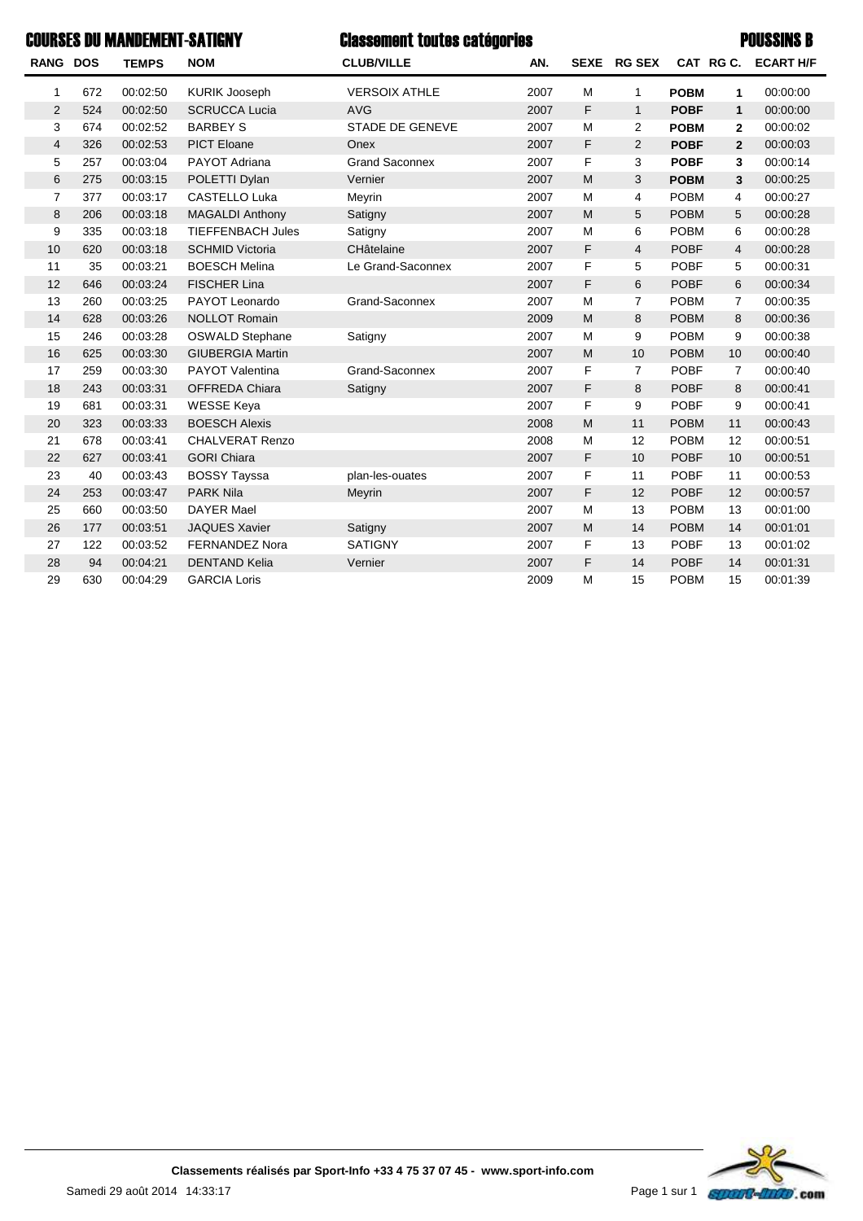# COURSES DU MANDEMENT-SATIGNY

## Classement toutes catégories

## POUSSINS B

| RANG | DOS | TEMPS | NOM | CLUB/VILLE | AN. | SEXE | RG SEX | CAT | RG C. | ECART H/F |
|---|---|---|---|---|---|---|---|---|---|---|
| 1 | 672 | 00:02:50 | KURIK Jooseph | VERSOIX ATHLE | 2007 | M | 1 | **POBM** | **1** | 00:00:00 |
| 2 | 524 | 00:02:50 | SCRUCCA Lucia | AVG | 2007 | F | 1 | **POBF** | **1** | 00:00:00 |
| 3 | 674 | 00:02:52 | BARBEY S | STADE DE GENEVE | 2007 | M | 2 | **POBM** | **2** | 00:00:02 |
| 4 | 326 | 00:02:53 | PICT Eloane | Onex | 2007 | F | 2 | **POBF** | **2** | 00:00:03 |
| 5 | 257 | 00:03:04 | PAYOT Adriana | Grand Saconnex | 2007 | F | 3 | **POBF** | **3** | 00:00:14 |
| 6 | 275 | 00:03:15 | POLETTI Dylan | Vernier | 2007 | M | 3 | **POBM** | **3** | 00:00:25 |
| 7 | 377 | 00:03:17 | CASTELLO Luka | Meyrin | 2007 | M | 4 | POBM | 4 | 00:00:27 |
| 8 | 206 | 00:03:18 | MAGALDI Anthony | Satigny | 2007 | M | 5 | POBM | 5 | 00:00:28 |
| 9 | 335 | 00:03:18 | TIEFFENBACH Jules | Satigny | 2007 | M | 6 | POBM | 6 | 00:00:28 |
| 10 | 620 | 00:03:18 | SCHMID Victoria | CHâtelaine | 2007 | F | 4 | POBF | 4 | 00:00:28 |
| 11 | 35 | 00:03:21 | BOESCH Melina | Le Grand-Saconnex | 2007 | F | 5 | POBF | 5 | 00:00:31 |
| 12 | 646 | 00:03:24 | FISCHER Lina | | 2007 | F | 6 | POBF | 6 | 00:00:34 |
| 13 | 260 | 00:03:25 | PAYOT Leonardo | Grand-Saconnex | 2007 | M | 7 | POBM | 7 | 00:00:35 |
| 14 | 628 | 00:03:26 | NOLLOT Romain | | 2009 | M | 8 | POBM | 8 | 00:00:36 |
| 15 | 246 | 00:03:28 | OSWALD Stephane | Satigny | 2007 | M | 9 | POBM | 9 | 00:00:38 |
| 16 | 625 | 00:03:30 | GIUBERGIA Martin | | 2007 | M | 10 | POBM | 10 | 00:00:40 |
| 17 | 259 | 00:03:30 | PAYOT Valentina | Grand-Saconnex | 2007 | F | 7 | POBF | 7 | 00:00:40 |
| 18 | 243 | 00:03:31 | OFFREDA Chiara | Satigny | 2007 | F | 8 | POBF | 8 | 00:00:41 |
| 19 | 681 | 00:03:31 | WESSE Keya | | 2007 | F | 9 | POBF | 9 | 00:00:41 |
| 20 | 323 | 00:03:33 | BOESCH Alexis | | 2008 | M | 11 | POBM | 11 | 00:00:43 |
| 21 | 678 | 00:03:41 | CHALVERAT Renzo | | 2008 | M | 12 | POBM | 12 | 00:00:51 |
| 22 | 627 | 00:03:41 | GORI Chiara | | 2007 | F | 10 | POBF | 10 | 00:00:51 |
| 23 | 40 | 00:03:43 | BOSSY Tayssa | plan-les-ouates | 2007 | F | 11 | POBF | 11 | 00:00:53 |
| 24 | 253 | 00:03:47 | PARK Nila | Meyrin | 2007 | F | 12 | POBF | 12 | 00:00:57 |
| 25 | 660 | 00:03:50 | DAYER Mael | | 2007 | M | 13 | POBM | 13 | 00:01:00 |
| 26 | 177 | 00:03:51 | JAQUES Xavier | Satigny | 2007 | M | 14 | POBM | 14 | 00:01:01 |
| 27 | 122 | 00:03:52 | FERNANDEZ Nora | SATIGNY | 2007 | F | 13 | POBF | 13 | 00:01:02 |
| 28 | 94 | 00:04:21 | DENTAND Kelia | Vernier | 2007 | F | 14 | POBF | 14 | 00:01:31 |
| 29 | 630 | 00:04:29 | GARCIA Loris | | 2009 | M | 15 | POBM | 15 | 00:01:39 |

**Classements réalisés par Sport-Info +33 4 75 37 07 45 - www.sport-info.com**

Samedi 29 août 2014 14:33:17